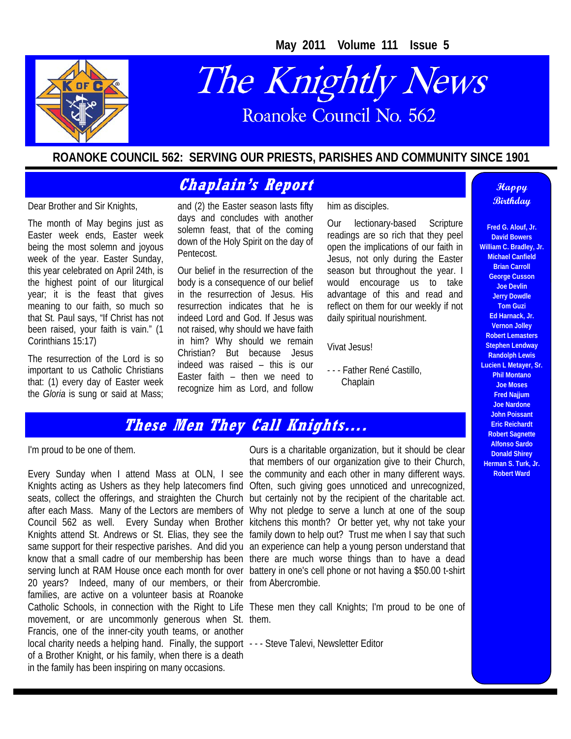# The Knightly News

## Roanoke Council No. 562

**ROANOKE COUNCIL 562: SERVING OUR PRIESTS, PARISHES AND COMMUNITY SINCE 1901**

## Chaplain's Report

Dear Brother and Sir Knights,

The month of May begins just as Easter week ends, Easter week being the most solemn and joyous week of the year. Easter Sunday, this year celebrated on April 24th, is the highest point of our liturgical year; it is the feast that gives meaning to our faith, so much so that St. Paul says, "If Christ has not been raised, your faith is vain." (1 Corinthians 15:17)

The resurrection of the Lord is so important to us Catholic Christians that: (1) every day of Easter week the *Gloria* is sung or said at Mass; and (2) the Easter season lasts fifty days and concludes with another solemn feast, that of the coming down of the Holy Spirit on the day of Pentecost.

Our belief in the resurrection of the body is a consequence of our belief in the resurrection of Jesus. His resurrection indicates that he is indeed Lord and God. If Jesus was not raised, why should we have faith in him? Why should we remain Christian? But because Jesus indeed was raised – this is our Easter faith – then we need to recognize him as Lord, and follow him as disciples.

Our lectionary-based Scripture readings are so rich that they peel open the implications of our faith in Jesus, not only during the Easter season but throughout the year. I would encourage us to take advantage of this and read and reflect on them for our weekly if not daily spiritual nourishment.

Vivat Jesus!

- - - Father René Castillo, Chaplain

## These Men They Call Knights....

I'm proud to be one of them.

Every Sunday when I attend Mass at OLN, I see Knights acting as Ushers as they help latecomers find seats, collect the offerings, and straighten the Church after each Mass. Many of the Lectors are members of Council 562 as well. Every Sunday when Brother Knights attend St. Andrews or St. Elias, they see the same support for their respective parishes. And did you know that a small cadre of our membership has been serving lunch at RAM House once each month for over 20 years? Indeed, many of our members, or their families, are active on a volunteer basis at Roanoke Catholic Schools, in connection with the Right to Life movement, or are uncommonly generous when St. Francis, one of the inner-city youth teams, or another local charity needs a helping hand. Finally, the support of a Brother Knight, or his family, when there is a death in the family has been inspiring on many occasions.

Ours is a charitable organization, but it should be clear that members of our organization give to their Church, the community and each other in many different ways. Often, such giving goes unnoticed and unrecognized, but certainly not by the recipient of the charitable act. Why not pledge to serve a lunch at one of the soup kitchens this month? Or better yet, why not take your family down to help out? Trust me when I say that such an experience can help a young person understand that there are much worse things than to have a dead battery in one's cell phone or not having a $50.00 t-shirt from Abercrombie.

These men they call Knights; I'm proud to be one of them.

- - - Steve Talevi, Newsletter Editor

## Happy Birthday

**Fred G. Alouf, Jr.**
**David Bowers**
**William C. Bradley, Jr.**
**Michael Canfield**
**Brian Carroll**
**George Cusson**
**Joe Devlin**
**Jerry Dowdle**
**Tom Guzi**
**Ed Harnack, Jr.**
**Vernon Jolley**
**Robert Lemasters**
**Stephen Lendway**
**Randolph Lewis**
**Lucien L Metayer, Sr.**
**Phil Montano**
**Joe Moses**
**Fred Najjum**
**Joe Nardone**
**John Poissant**
**Eric Reichardt**
**Robert Sagnette**
**Alfonso Sardo**
**Donald Shirey**
**Herman S. Turk, Jr.**
**Robert Ward**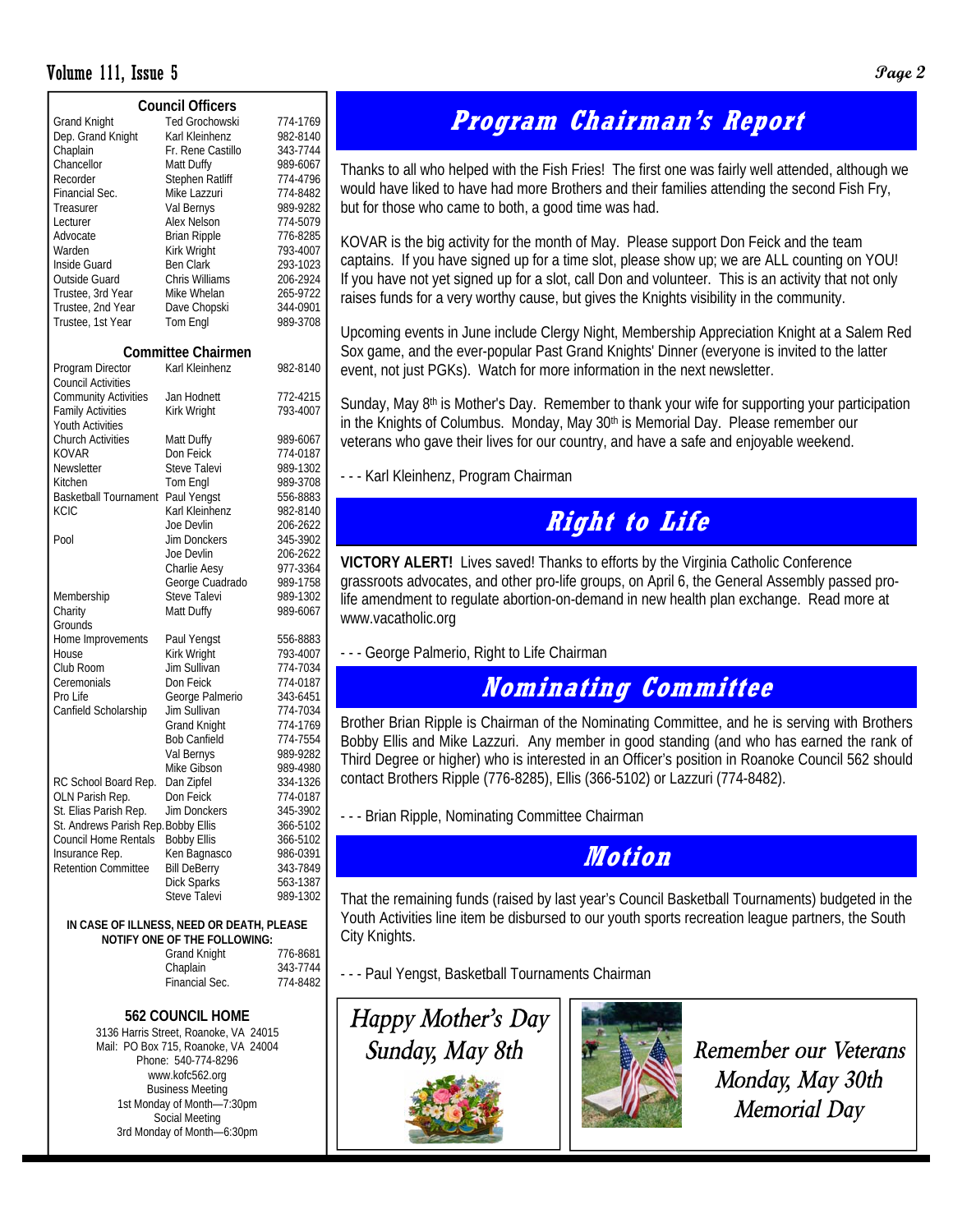## Council Officers

| | | |
|---|---|---|
| Grand Knight | Ted Grochowski | 774-1769 |
| Dep. Grand Knight | Karl Kleinhenz | 982-8140 |
| Chaplain | Fr. Rene Castillo | 343-7744 |
| Chancellor | Matt Duffy | 989-6067 |
| Recorder | Stephen Ratliff | 774-4796 |
| Financial Sec. | Mike Lazzuri | 774-8482 |
| Treasurer | Val Bernys | 989-9282 |
| Lecturer | Alex Nelson | 774-5079 |
| Advocate | Brian Ripple | 776-8285 |
| Warden | Kirk Wright | 793-4007 |
| Inside Guard | Ben Clark | 293-1023 |
| Outside Guard | Chris Williams | 206-2924 |
| Trustee, 3rd Year | Mike Whelan | 265-9722 |
| Trustee, 2nd Year | Dave Chopski | 344-0901 |
| Trustee, 1st Year | Tom Engl | 989-3708 |

## Committee Chairmen

| | | |
|---|---|---|
| Program Director | Karl Kleinhenz | 982-8140 |
| Council Activities | | |
| Community Activities | Jan Hodnett | 772-4215 |
| Family Activities | Kirk Wright | 793-4007 |
| Youth Activities | | |
| Church Activities | Matt Duffy | 989-6067 |
| KOVAR | Don Feick | 774-0187 |
| Newsletter | Steve Talevi | 989-1302 |
| Kitchen | Tom Engl | 989-3708 |
| Basketball Tournament | Paul Yengst | 556-8883 |
| KCIC | Karl Kleinhenz | 982-8140 |
| | Joe Devlin | 206-2622 |
| Pool | Jim Donckers | 345-3902 |
| | Joe Devlin | 206-2622 |
| | Charlie Aesy | 977-3364 |
| | George Cuadrado | 989-1758 |
| Membership | Steve Talevi | 989-1302 |
| Charity | Matt Duffy | 989-6067 |
| Grounds | | |
| Home Improvements | Paul Yengst | 556-8883 |
| House | Kirk Wright | 793-4007 |
| Club Room | Jim Sullivan | 774-7034 |
| Ceremonials | Don Feick | 774-0187 |
| Pro Life | George Palmerio | 343-6451 |
| Canfield Scholarship | Jim Sullivan | 774-7034 |
| | Grand Knight | 774-1769 |
| | Bob Canfield | 774-7554 |
| | Val Bernys | 989-9282 |
| | Mike Gibson | 989-4980 |
| RC School Board Rep. | Dan Zipfel | 334-1326 |
| OLN Parish Rep. | Don Feick | 774-0187 |
| St. Elias Parish Rep. | Jim Donckers | 345-3902 |
| St. Andrews Parish Rep. | Bobby Ellis | 366-5102 |
| Council Home Rentals | Bobby Ellis | 366-5102 |
| Insurance Rep. | Ken Bagnasco | 986-0391 |
| Retention Committee | Bill DeBerry | 343-7849 |
| | Dick Sparks | 563-1387 |
| | Steve Talevi | 989-1302 |

**IN CASE OF ILLNESS, NEED OR DEATH, PLEASE NOTIFY ONE OF THE FOLLOWING:**

| | |
|---|---|
| Grand Knight | 776-8681 |
| Chaplain | 343-7744 |
| Financial Sec. | 774-8482 |

**562 COUNCIL HOME**

3136 Harris Street, Roanoke, VA 24015
Mail: PO Box 715, Roanoke, VA 24004
Phone: 540-774-8296
www.kofc562.org
Business Meeting
1st Monday of Month—7:30pm
Social Meeting
3rd Monday of Month—6:30pm

# Program Chairman's Report

Thanks to all who helped with the Fish Fries! The first one was fairly well attended, although we would have liked to have had more Brothers and their families attending the second Fish Fry, but for those who came to both, a good time was had.

KOVAR is the big activity for the month of May. Please support Don Feick and the team captains. If you have signed up for a time slot, please show up; we are ALL counting on YOU! If you have not yet signed up for a slot, call Don and volunteer. This is an activity that not only raises funds for a very worthy cause, but gives the Knights visibility in the community.

Upcoming events in June include Clergy Night, Membership Appreciation Knight at a Salem Red Sox game, and the ever-popular Past Grand Knights' Dinner (everyone is invited to the latter event, not just PGKs). Watch for more information in the next newsletter.

Sunday, May 8th is Mother's Day. Remember to thank your wife for supporting your participation in the Knights of Columbus. Monday, May 30th is Memorial Day. Please remember our veterans who gave their lives for our country, and have a safe and enjoyable weekend.

- - - Karl Kleinhenz, Program Chairman

# Right to Life

**VICTORY ALERT!** Lives saved! Thanks to efforts by the Virginia Catholic Conference grassroots advocates, and other pro-life groups, on April 6, the General Assembly passed pro-life amendment to regulate abortion-on-demand in new health plan exchange. Read more at www.vacatholic.org

- - - George Palmerio, Right to Life Chairman

# Nominating Committee

Brother Brian Ripple is Chairman of the Nominating Committee, and he is serving with Brothers Bobby Ellis and Mike Lazzuri. Any member in good standing (and who has earned the rank of Third Degree or higher) who is interested in an Officer's position in Roanoke Council 562 should contact Brothers Ripple (776-8285), Ellis (366-5102) or Lazzuri (774-8482).

- - - Brian Ripple, Nominating Committee Chairman

# Motion

That the remaining funds (raised by last year's Council Basketball Tournaments) budgeted in the Youth Activities line item be disbursed to our youth sports recreation league partners, the South City Knights.

- - - Paul Yengst, Basketball Tournaments Chairman

*Happy Mother's Day*
*Sunday, May 8th*

*Remember our Veterans*
*Monday, May 30th*
*Memorial Day*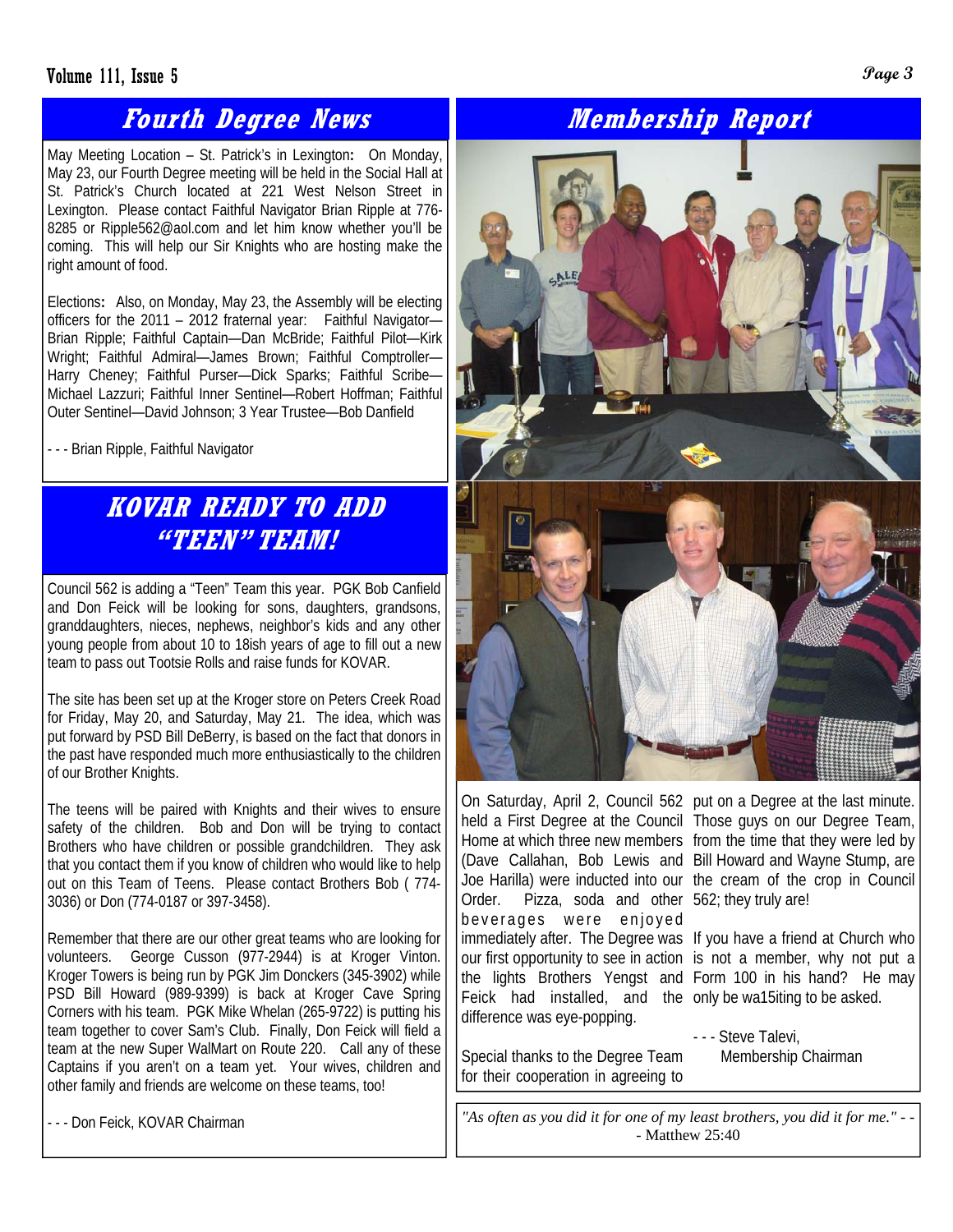## Fourth Degree News

May Meeting Location – St. Patrick's in Lexington: On Monday, May 23, our Fourth Degree meeting will be held in the Social Hall at St. Patrick's Church located at 221 West Nelson Street in Lexington. Please contact Faithful Navigator Brian Ripple at 776-8285 or Ripple562@aol.com and let him know whether you'll be coming. This will help our Sir Knights who are hosting make the right amount of food.

Elections: Also, on Monday, May 23, the Assembly will be electing officers for the 2011 – 2012 fraternal year: Faithful Navigator—Brian Ripple; Faithful Captain—Dan McBride; Faithful Pilot—Kirk Wright; Faithful Admiral—James Brown; Faithful Comptroller—Harry Cheney; Faithful Purser—Dick Sparks; Faithful Scribe—Michael Lazzuri; Faithful Inner Sentinel—Robert Hoffman; Faithful Outer Sentinel—David Johnson; 3 Year Trustee—Bob Danfield

- - - Brian Ripple, Faithful Navigator

## KOVAR READY TO ADD "TEEN" TEAM!

Council 562 is adding a "Teen" Team this year. PGK Bob Canfield and Don Feick will be looking for sons, daughters, grandsons, granddaughters, nieces, nephews, neighbor's kids and any other young people from about 10 to 18ish years of age to fill out a new team to pass out Tootsie Rolls and raise funds for KOVAR.

The site has been set up at the Kroger store on Peters Creek Road for Friday, May 20, and Saturday, May 21. The idea, which was put forward by PSD Bill DeBerry, is based on the fact that donors in the past have responded much more enthusiastically to the children of our Brother Knights.

The teens will be paired with Knights and their wives to ensure safety of the children. Bob and Don will be trying to contact Brothers who have children or possible grandchildren. They ask that you contact them if you know of children who would like to help out on this Team of Teens. Please contact Brothers Bob ( 774-3036) or Don (774-0187 or 397-3458).

Remember that there are our other great teams who are looking for volunteers. George Cusson (977-2944) is at Kroger Vinton. Kroger Towers is being run by PGK Jim Donckers (345-3902) while PSD Bill Howard (989-9399) is back at Kroger Cave Spring Corners with his team. PGK Mike Whelan (265-9722) is putting his team together to cover Sam's Club. Finally, Don Feick will field a team at the new Super WalMart on Route 220. Call any of these Captains if you aren't on a team yet. Your wives, children and other family and friends are welcome on these teams, too!

- - - Don Feick, KOVAR Chairman

## Membership Report

On Saturday, April 2, Council 562 held a First Degree at the Council Home at which three new members (Dave Callahan, Bob Lewis and Joe Harilla) were inducted into our Order. Pizza, soda and other beverages were enjoyed immediately after. The Degree was our first opportunity to see in action the lights Brothers Yengst and Feick had installed, and the difference was eye-popping.

Special thanks to the Degree Team for their cooperation in agreeing to put on a Degree at the last minute. Those guys on our Degree Team, from the time that they were led by Bill Howard and Wayne Stump, are the cream of the crop in Council 562; they truly are!

If you have a friend at Church who is not a member, why not put a Form 100 in his hand? He may only be wa15iting to be asked.

- - - Steve Talevi,
Membership Chairman

*"As often as you did it for one of my least brothers, you did it for me." - - - Matthew 25:40*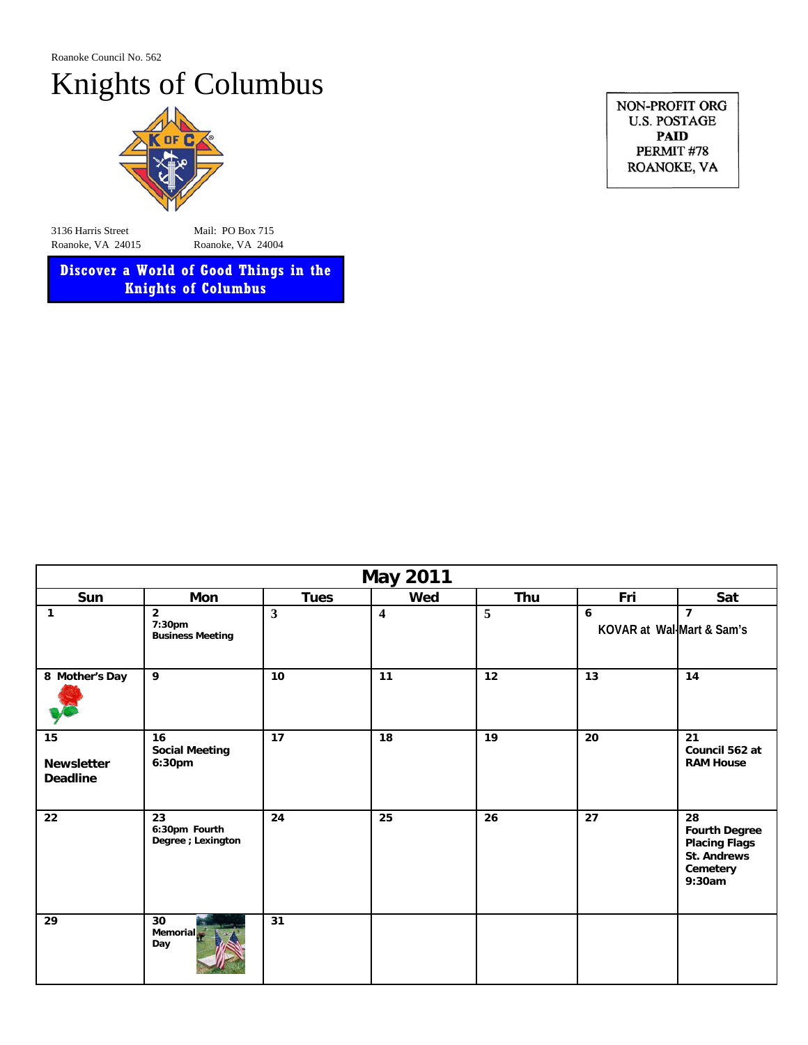Roanoke Council No. 562

# Knights of Columbus

3136 Harris Street
Roanoke, VA 24015

Mail: PO Box 715
Roanoke, VA 24004

**Discover a World of Good Things in the Knights of Columbus**

NON-PROFIT ORG
U.S. POSTAGE
PAID
PERMIT #78
ROANOKE, VA

| May 2011 | | | | | | |
|---|---|---|---|---|---|---|
| **Sun** | **Mon** | **Tues** | **Wed** | **Thu** | **Fri** | **Sat** |
| 1 | 2 7:30pm Business Meeting | 3 | 4 | 5 | 6 KOVAR at Wal-Mart & Sam's | 7 |
| 8 Mother's Day | 9 | 10 | 11 | 12 | 13 | 14 |
| 15 Newsletter Deadline | 16 Social Meeting 6:30pm | 17 | 18 | 19 | 20 | 21 Council 562 at RAM House |
| 22 | 23 6:30pm Fourth Degree ; Lexington | 24 | 25 | 26 | 27 | 28 Fourth Degree Placing Flags St. Andrews Cemetery 9:30am |
| 29 | 30 Memorial Day | 31 | | | | |